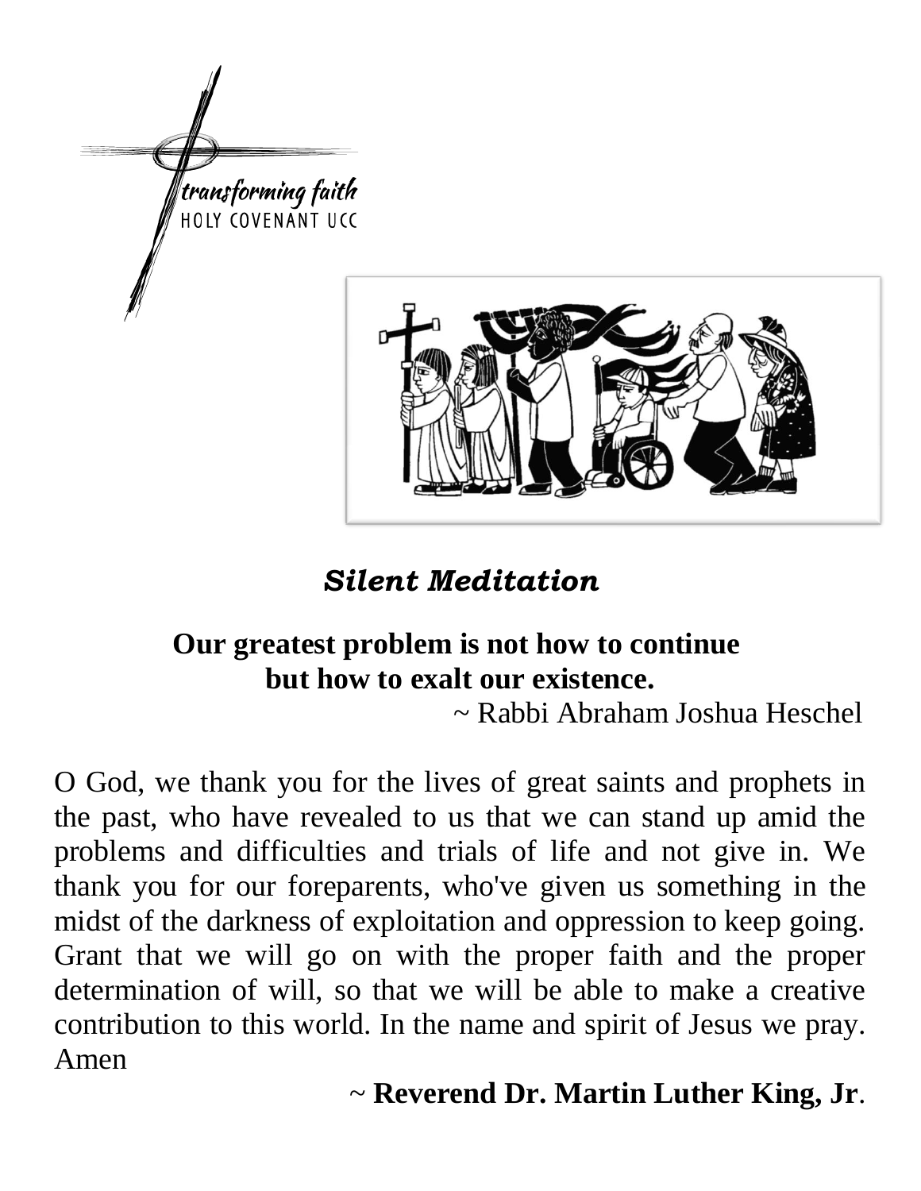transforming faith

HOLY COVENANT UCC

## *Silent Meditation*

**Our greatest problem is not how to continue but how to exalt our existence.**

~ Rabbi Abraham Joshua Heschel

O God, we thank you for the lives of great saints and prophets in the past, who have revealed to us that we can stand up amid the problems and difficulties and trials of life and not give in. We thank you for our foreparents, who've given us something in the midst of the darkness of exploitation and oppression to keep going. Grant that we will go on with the proper faith and the proper determination of will, so that we will be able to make a creative contribution to this world. In the name and spirit of Jesus we pray. Amen

~ **Reverend Dr. Martin Luther King, Jr**.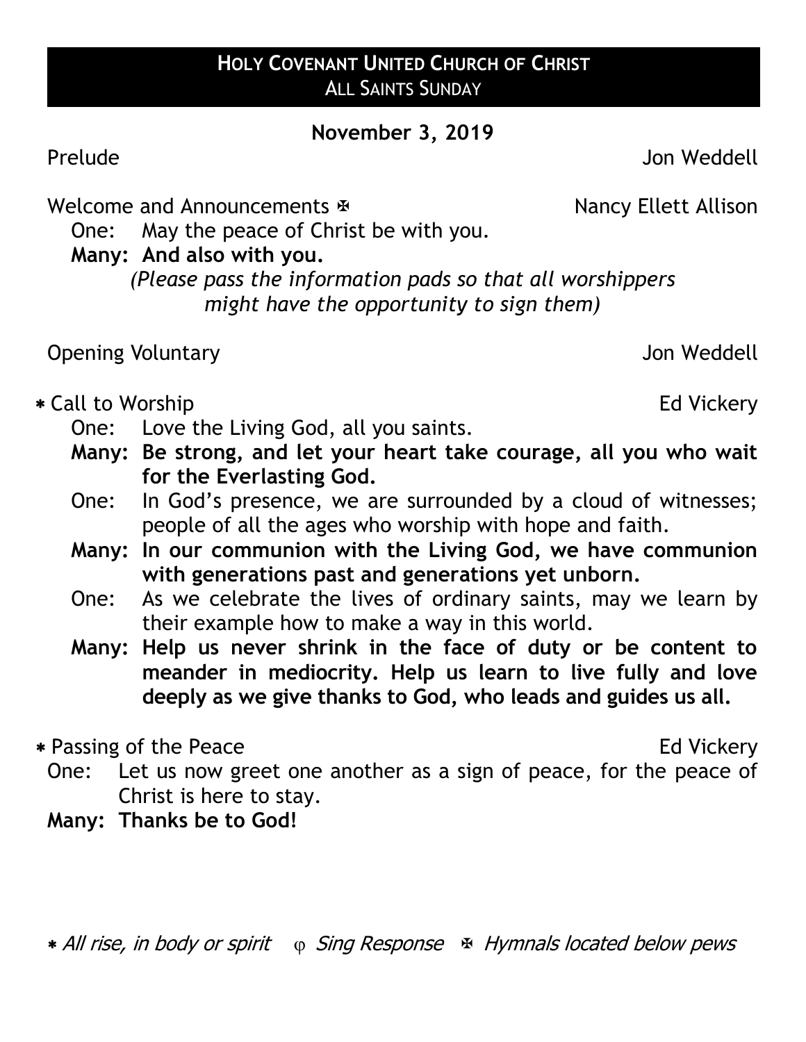# HOLY COVENANT UNITED CHURCH OF CHRIST
## ALL SAINTS SUNDAY

**November 3, 2019**

Prelude Jon Weddell

Welcome and Announcements ✠ Nancy Ellett Allison

One: May the peace of Christ be with you.

**Many: And also with you.**

*(Please pass the information pads so that all worshippers might have the opportunity to sign them)*

Opening Voluntary Jon Weddell

\* Call to Worship Ed Vickery

One: Love the Living God, all you saints.

**Many: Be strong, and let your heart take courage, all you who wait for the Everlasting God.**

One: In God's presence, we are surrounded by a cloud of witnesses; people of all the ages who worship with hope and faith.

**Many: In our communion with the Living God, we have communion with generations past and generations yet unborn.**

One: As we celebrate the lives of ordinary saints, may we learn by their example how to make a way in this world.

**Many: Help us never shrink in the face of duty or be content to meander in mediocrity. Help us learn to live fully and love deeply as we give thanks to God, who leads and guides us all.**

\* Passing of the Peace Ed Vickery

One: Let us now greet one another as a sign of peace, for the peace of Christ is here to stay.

**Many: Thanks be to God!**

*\* All rise, in body or spirit φ Sing Response ✠ Hymnals located below pews*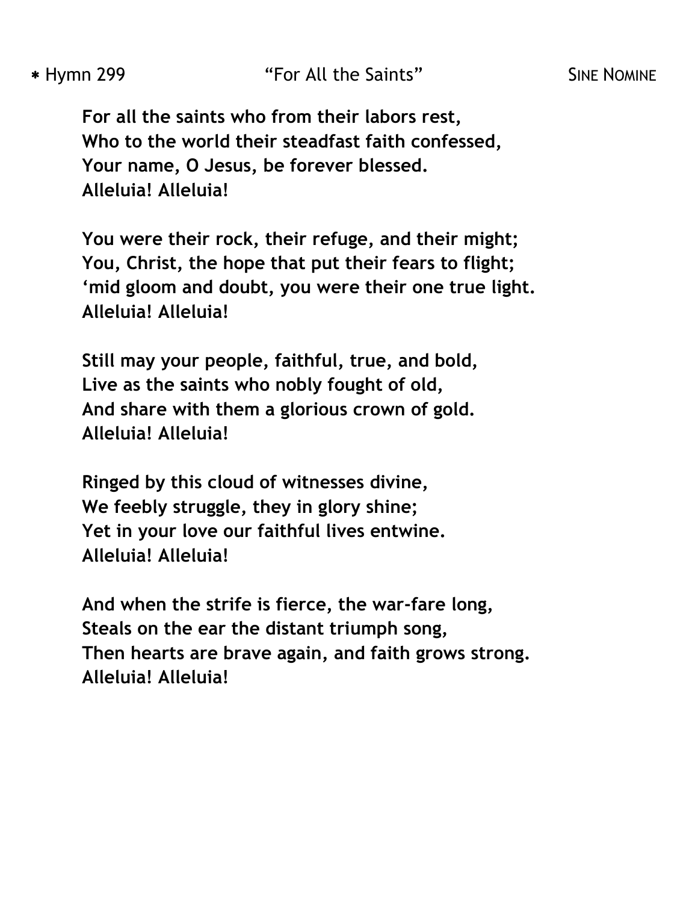∗ Hymn 299 "For All the Saints" SINE NOMINE

**For all the saints who from their labors rest,**
**Who to the world their steadfast faith confessed,**
**Your name, O Jesus, be forever blessed.**
**Alleluia! Alleluia!**

**You were their rock, their refuge, and their might;**
**You, Christ, the hope that put their fears to flight;**
**'mid gloom and doubt, you were their one true light.**
**Alleluia! Alleluia!**

**Still may your people, faithful, true, and bold,**
**Live as the saints who nobly fought of old,**
**And share with them a glorious crown of gold.**
**Alleluia! Alleluia!**

**Ringed by this cloud of witnesses divine,**
**We feebly struggle, they in glory shine;**
**Yet in your love our faithful lives entwine.**
**Alleluia! Alleluia!**

**And when the strife is fierce, the war-fare long,**
**Steals on the ear the distant triumph song,**
**Then hearts are brave again, and faith grows strong.**
**Alleluia! Alleluia!**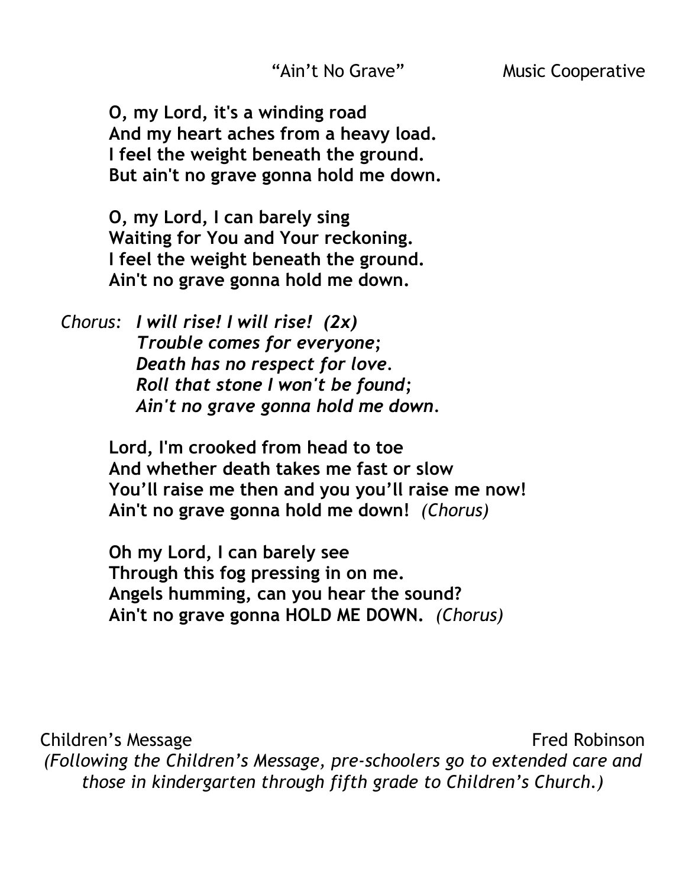"Ain't No Grave" Music Cooperative

**O, my Lord, it's a winding road**
**And my heart aches from a heavy load.**
**I feel the weight beneath the ground.**
**But ain't no grave gonna hold me down.**

**O, my Lord, I can barely sing**
**Waiting for You and Your reckoning.**
**I feel the weight beneath the ground.**
**Ain't no grave gonna hold me down.**

*Chorus*: ***I will rise! I will rise! (2x)***
***Trouble comes for everyone;***
***Death has no respect for love.***
***Roll that stone I won't be found;***
***Ain't no grave gonna hold me down.***

**Lord, I'm crooked from head to toe**
**And whether death takes me fast or slow**
**You'll raise me then and you you'll raise me now!**
**Ain't no grave gonna hold me down!** *(Chorus)*

**Oh my Lord, I can barely see**
**Through this fog pressing in on me.**
**Angels humming, can you hear the sound?**
**Ain't no grave gonna HOLD ME DOWN.** *(Chorus)*

Children's Message Fred Robinson

*(Following the Children's Message, pre-schoolers go to extended care and those in kindergarten through fifth grade to Children's Church.)*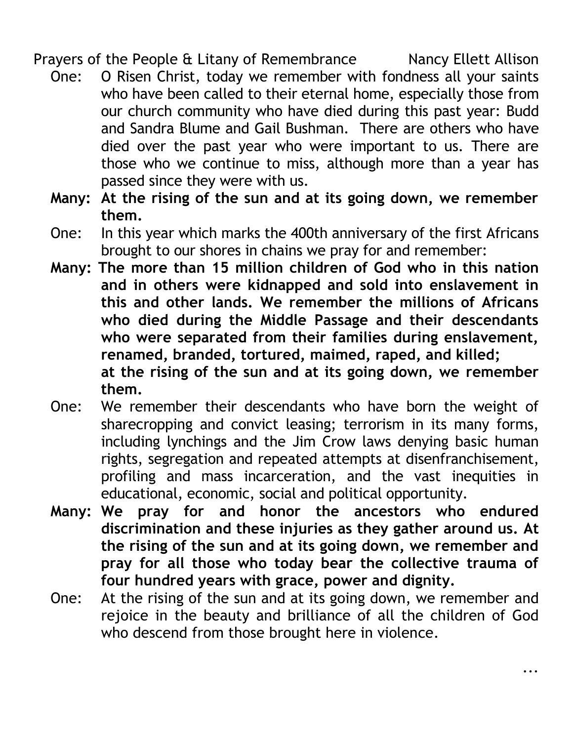Prayers of the People & Litany of Remembrance Nancy Ellett Allison

One: O Risen Christ, today we remember with fondness all your saints who have been called to their eternal home, especially those from our church community who have died during this past year: Budd and Sandra Blume and Gail Bushman. There are others who have died over the past year who were important to us. There are those who we continue to miss, although more than a year has passed since they were with us.

**Many: At the rising of the sun and at its going down, we remember them.**

One: In this year which marks the 400th anniversary of the first Africans brought to our shores in chains we pray for and remember:

**Many: The more than 15 million children of God who in this nation and in others were kidnapped and sold into enslavement in this and other lands. We remember the millions of Africans who died during the Middle Passage and their descendants who were separated from their families during enslavement, renamed, branded, tortured, maimed, raped, and killed;**
**at the rising of the sun and at its going down, we remember them.**

One: We remember their descendants who have born the weight of sharecropping and convict leasing; terrorism in its many forms, including lynchings and the Jim Crow laws denying basic human rights, segregation and repeated attempts at disenfranchisement, profiling and mass incarceration, and the vast inequities in educational, economic, social and political opportunity.

**Many: We pray for and honor the ancestors who endured discrimination and these injuries as they gather around us. At the rising of the sun and at its going down, we remember and pray for all those who today bear the collective trauma of four hundred years with grace, power and dignity.**

One: At the rising of the sun and at its going down, we remember and rejoice in the beauty and brilliance of all the children of God who descend from those brought here in violence.

...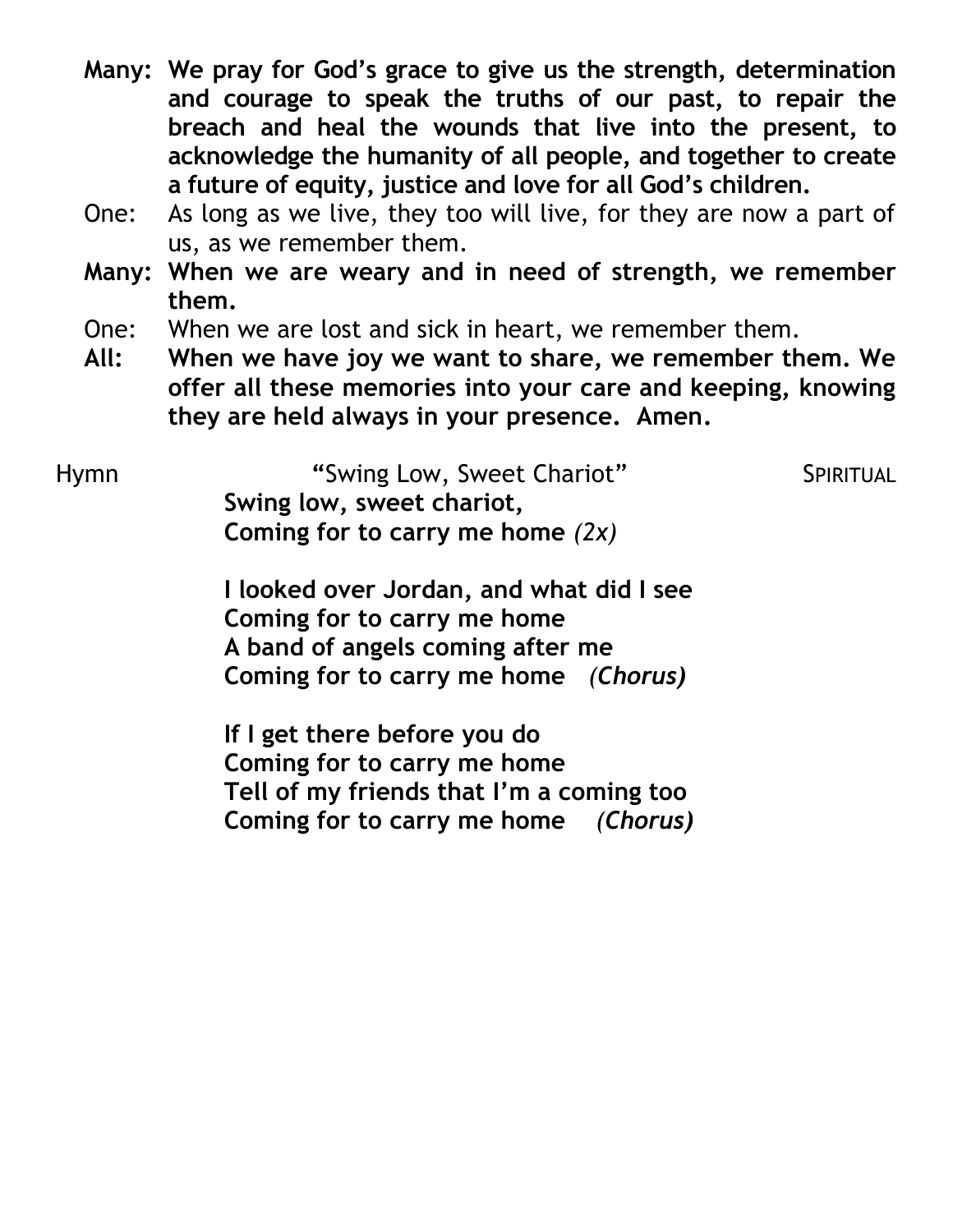**Many: We pray for God's grace to give us the strength, determination and courage to speak the truths of our past, to repair the breach and heal the wounds that live into the present, to acknowledge the humanity of all people, and together to create a future of equity, justice and love for all God's children.**

One: As long as we live, they too will live, for they are now a part of us, as we remember them.

**Many: When we are weary and in need of strength, we remember them.**

One: When we are lost and sick in heart, we remember them.

**All: When we have joy we want to share, we remember them. We offer all these memories into your care and keeping, knowing they are held always in your presence. Amen.**

Hymn "Swing Low, Sweet Chariot" SPIRITUAL

**Swing low, sweet chariot,**
**Coming for to carry me home** *(2x)*

**I looked over Jordan, and what did I see**
**Coming for to carry me home**
**A band of angels coming after me**
**Coming for to carry me home** ***(Chorus)***

**If I get there before you do**
**Coming for to carry me home**
**Tell of my friends that I'm a coming too**
**Coming for to carry me home** ***(Chorus)***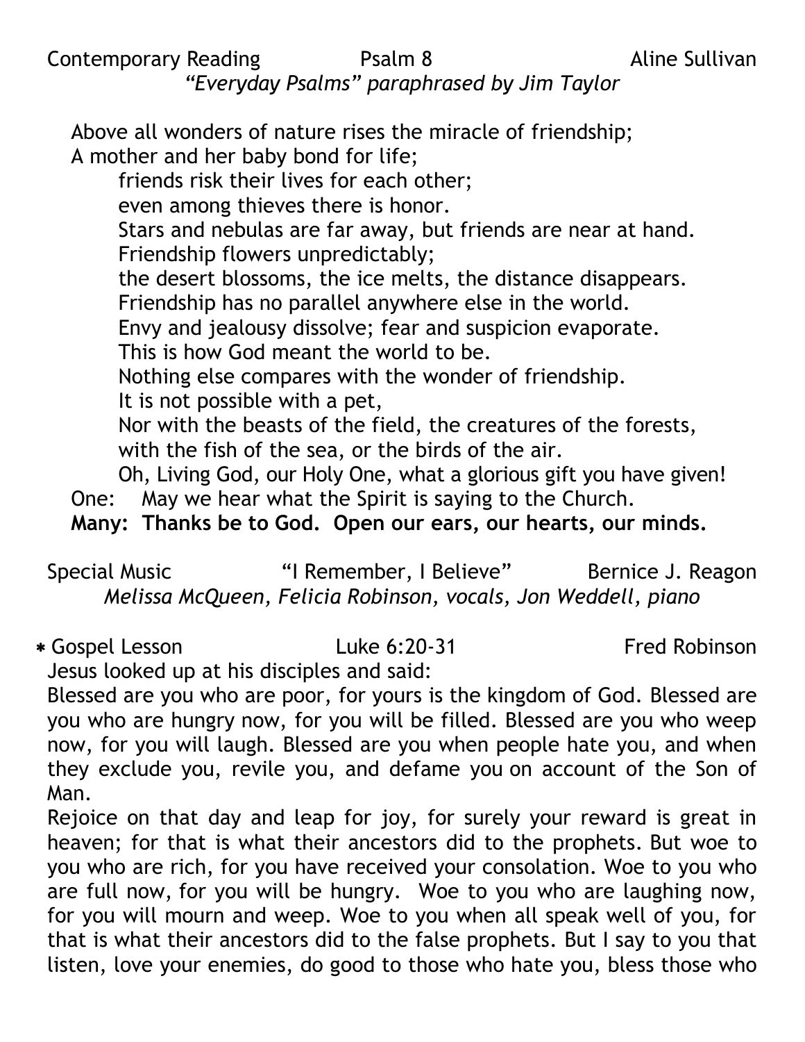Contemporary Reading Psalm 8 Aline Sullivan

*"Everyday Psalms" paraphrased by Jim Taylor*

Above all wonders of nature rises the miracle of friendship;
A mother and her baby bond for life;
friends risk their lives for each other;
even among thieves there is honor.
Stars and nebulas are far away, but friends are near at hand.
Friendship flowers unpredictably;
the desert blossoms, the ice melts, the distance disappears.
Friendship has no parallel anywhere else in the world.
Envy and jealousy dissolve; fear and suspicion evaporate.
This is how God meant the world to be.
Nothing else compares with the wonder of friendship.
It is not possible with a pet,
Nor with the beasts of the field, the creatures of the forests,
with the fish of the sea, or the birds of the air.
Oh, Living God, our Holy One, what a glorious gift you have given!

One: May we hear what the Spirit is saying to the Church.

**Many: Thanks be to God. Open our ears, our hearts, our minds.**

Special Music "I Remember, I Believe" Bernice J. Reagon

*Melissa McQueen, Felicia Robinson, vocals, Jon Weddell, piano*

* Gospel Lesson Luke 6:20-31 Fred Robinson

Jesus looked up at his disciples and said:

Blessed are you who are poor, for yours is the kingdom of God. Blessed are you who are hungry now, for you will be filled. Blessed are you who weep now, for you will laugh. Blessed are you when people hate you, and when they exclude you, revile you, and defame you on account of the Son of Man.

Rejoice on that day and leap for joy, for surely your reward is great in heaven; for that is what their ancestors did to the prophets. But woe to you who are rich, for you have received your consolation. Woe to you who are full now, for you will be hungry. Woe to you who are laughing now, for you will mourn and weep. Woe to you when all speak well of you, for that is what their ancestors did to the false prophets. But I say to you that listen, love your enemies, do good to those who hate you, bless those who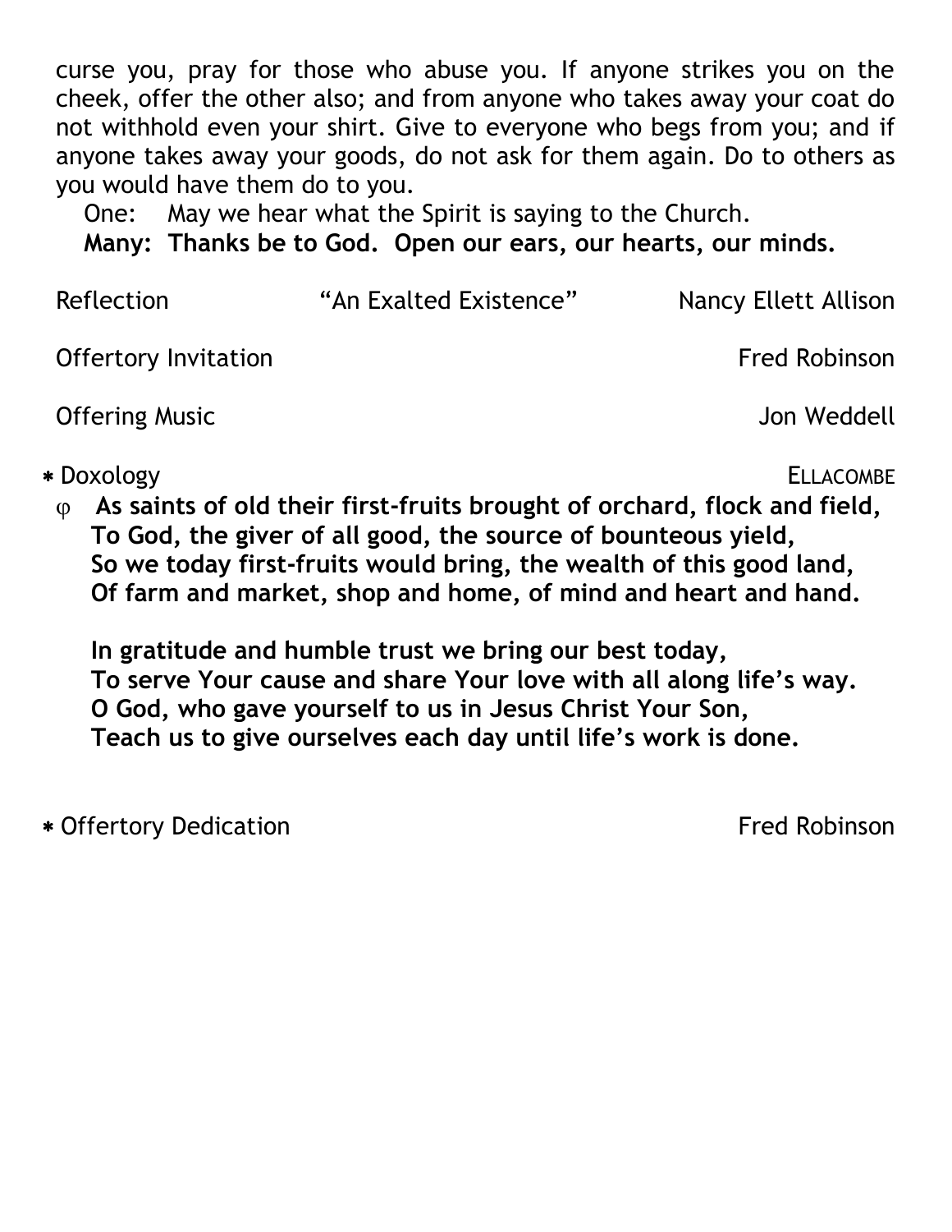curse you, pray for those who abuse you. If anyone strikes you on the cheek, offer the other also; and from anyone who takes away your coat do not withhold even your shirt. Give to everyone who begs from you; and if anyone takes away your goods, do not ask for them again. Do to others as you would have them do to you.

One: May we hear what the Spirit is saying to the Church.

**Many: Thanks be to God. Open our ears, our hearts, our minds.**

Reflection "An Exalted Existence" Nancy Ellett Allison

Offertory Invitation Fred Robinson

Offering Music Jon Weddell

* Doxology ELLACOMBE

φ **As saints of old their first-fruits brought of orchard, flock and field,**
**To God, the giver of all good, the source of bounteous yield,**
**So we today first-fruits would bring, the wealth of this good land,**
**Of farm and market, shop and home, of mind and heart and hand.**

**In gratitude and humble trust we bring our best today,**
**To serve Your cause and share Your love with all along life's way.**
**O God, who gave yourself to us in Jesus Christ Your Son,**
**Teach us to give ourselves each day until life's work is done.**

* Offertory Dedication Fred Robinson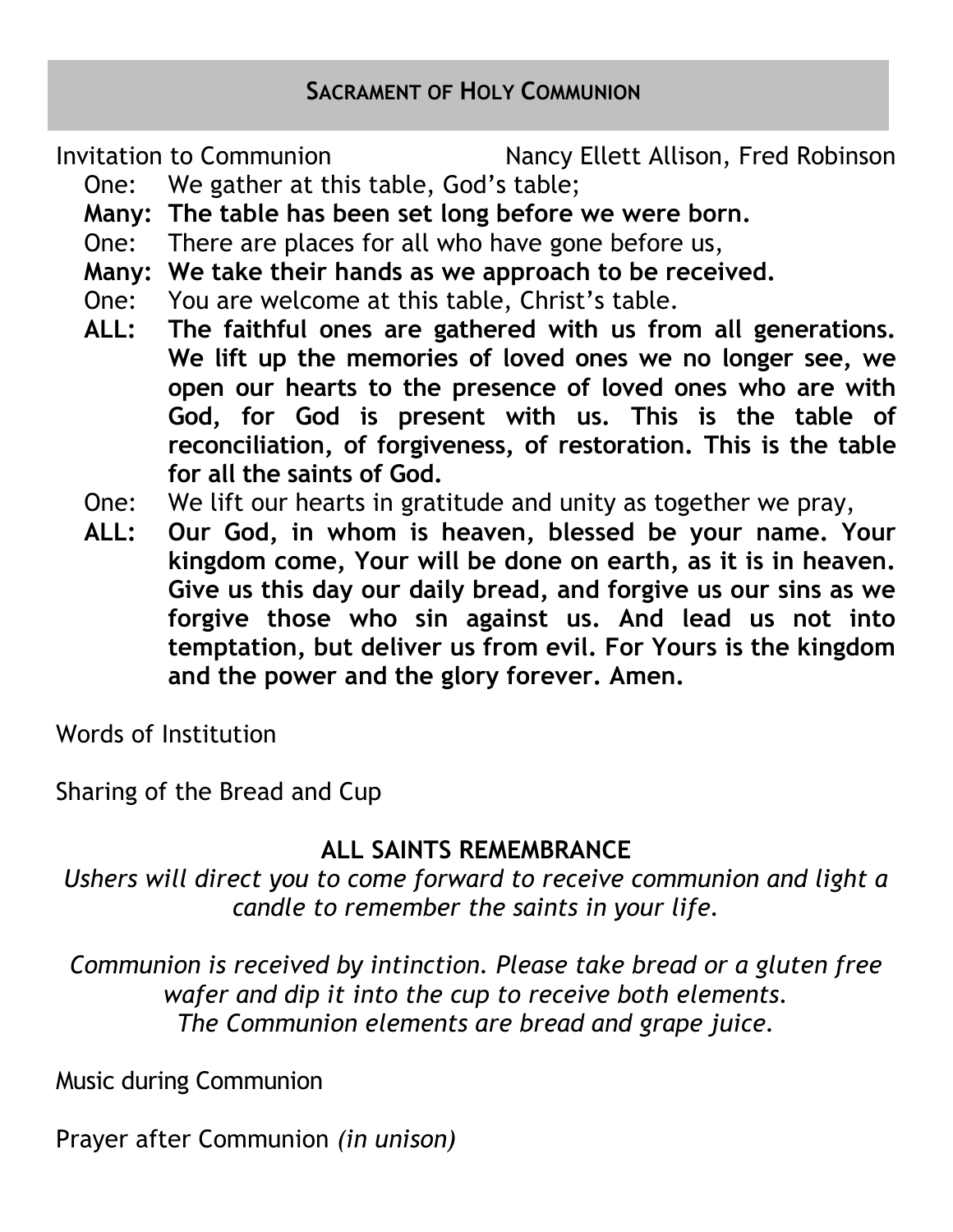## SACRAMENT OF HOLY COMMUNION

Invitation to Communion Nancy Ellett Allison, Fred Robinson

One: We gather at this table, God's table;

**Many: The table has been set long before we were born.**

One: There are places for all who have gone before us,

**Many: We take their hands as we approach to be received.**

One: You are welcome at this table, Christ's table.

**ALL: The faithful ones are gathered with us from all generations. We lift up the memories of loved ones we no longer see, we open our hearts to the presence of loved ones who are with God, for God is present with us. This is the table of reconciliation, of forgiveness, of restoration. This is the table for all the saints of God.**

One: We lift our hearts in gratitude and unity as together we pray,

**ALL: Our God, in whom is heaven, blessed be your name. Your kingdom come, Your will be done on earth, as it is in heaven. Give us this day our daily bread, and forgive us our sins as we forgive those who sin against us. And lead us not into temptation, but deliver us from evil. For Yours is the kingdom and the power and the glory forever. Amen.**

Words of Institution

Sharing of the Bread and Cup

### ALL SAINTS REMEMBRANCE

*Ushers will direct you to come forward to receive communion and light a candle to remember the saints in your life.*

*Communion is received by intinction. Please take bread or a gluten free wafer and dip it into the cup to receive both elements.*
*The Communion elements are bread and grape juice.*

Music during Communion

Prayer after Communion *(in unison)*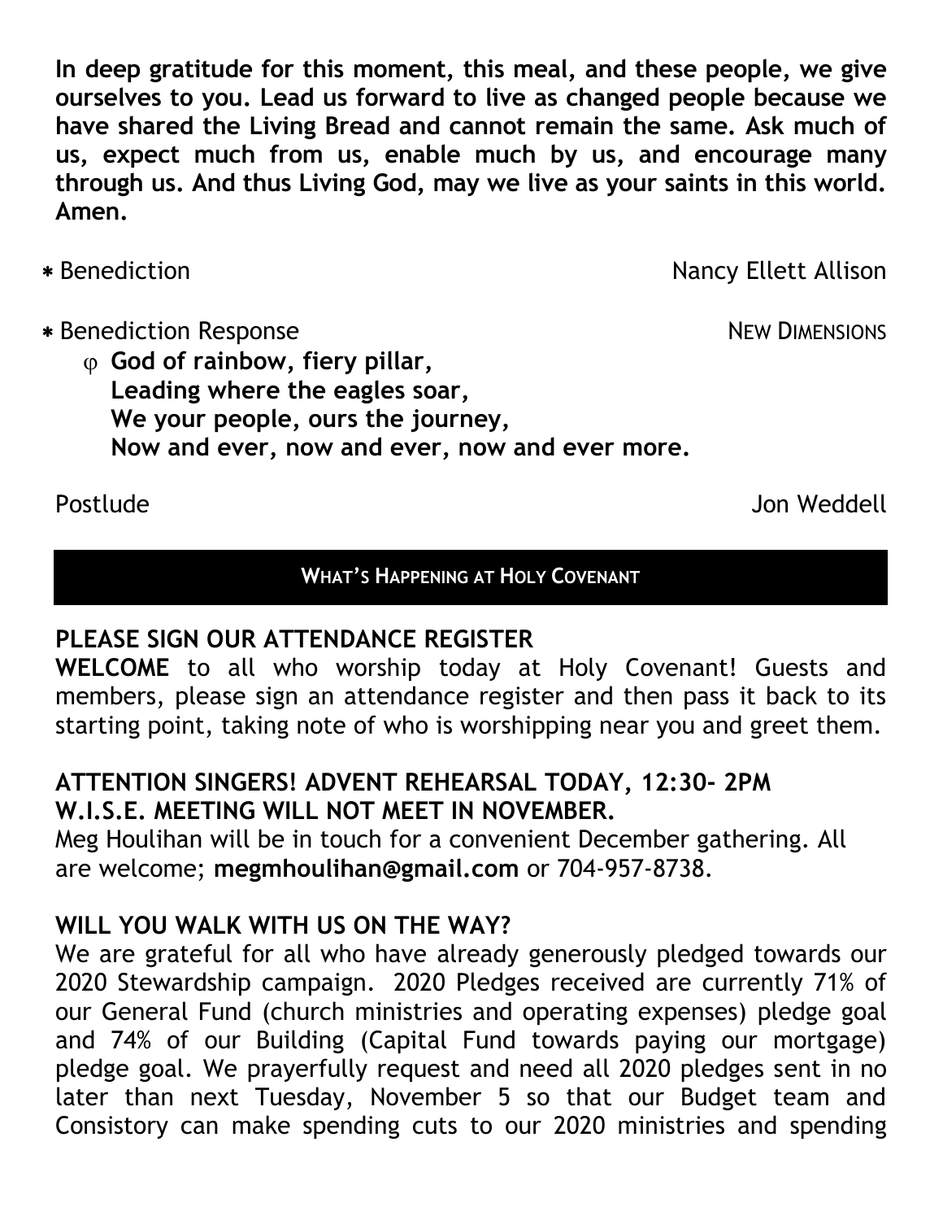**In deep gratitude for this moment, this meal, and these people, we give ourselves to you. Lead us forward to live as changed people because we have shared the Living Bread and cannot remain the same. Ask much of us, expect much from us, enable much by us, and encourage many through us. And thus Living God, may we live as your saints in this world. Amen.**

* Benediction Nancy Ellett Allison

* Benediction Response NEW DIMENSIONS

φ **God of rainbow, fiery pillar,**
**Leading where the eagles soar,**
**We your people, ours the journey,**
**Now and ever, now and ever, now and ever more.**

Postlude Jon Weddell

## WHAT'S HAPPENING AT HOLY COVENANT

**PLEASE SIGN OUR ATTENDANCE REGISTER**

**WELCOME** to all who worship today at Holy Covenant! Guests and members, please sign an attendance register and then pass it back to its starting point, taking note of who is worshipping near you and greet them.

**ATTENTION SINGERS! ADVENT REHEARSAL TODAY, 12:30- 2PM**

**W.I.S.E. MEETING WILL NOT MEET IN NOVEMBER.**

Meg Houlihan will be in touch for a convenient December gathering. All are welcome; **megmhoulihan@gmail.com** or 704-957-8738.

**WILL YOU WALK WITH US ON THE WAY?**

We are grateful for all who have already generously pledged towards our 2020 Stewardship campaign. 2020 Pledges received are currently 71% of our General Fund (church ministries and operating expenses) pledge goal and 74% of our Building (Capital Fund towards paying our mortgage) pledge goal. We prayerfully request and need all 2020 pledges sent in no later than next Tuesday, November 5 so that our Budget team and Consistory can make spending cuts to our 2020 ministries and spending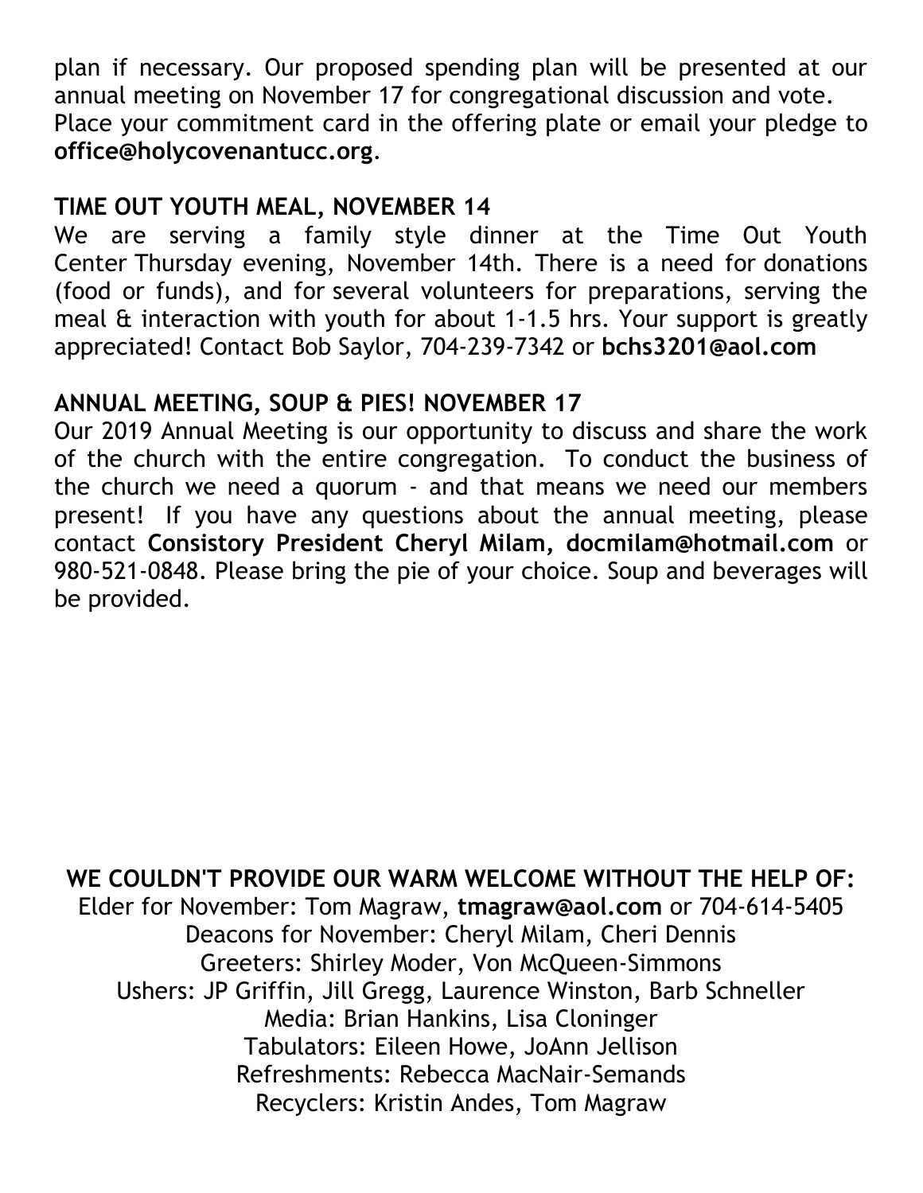plan if necessary. Our proposed spending plan will be presented at our annual meeting on November 17 for congregational discussion and vote. Place your commitment card in the offering plate or email your pledge to **office@holycovenantucc.org**.

### TIME OUT YOUTH MEAL, NOVEMBER 14

We are serving a family style dinner at the Time Out Youth Center Thursday evening, November 14th. There is a need for donations (food or funds), and for several volunteers for preparations, serving the meal & interaction with youth for about 1-1.5 hrs. Your support is greatly appreciated! Contact Bob Saylor, 704-239-7342 or **bchs3201@aol.com**

### ANNUAL MEETING, SOUP & PIES! NOVEMBER 17

Our 2019 Annual Meeting is our opportunity to discuss and share the work of the church with the entire congregation. To conduct the business of the church we need a quorum - and that means we need our members present! If you have any questions about the annual meeting, please contact **Consistory President Cheryl Milam, docmilam@hotmail.com** or 980-521-0848. Please bring the pie of your choice. Soup and beverages will be provided.

**WE COULDN'T PROVIDE OUR WARM WELCOME WITHOUT THE HELP OF:**

Elder for November: Tom Magraw, **tmagraw@aol.com** or 704-614-5405
Deacons for November: Cheryl Milam, Cheri Dennis
Greeters: Shirley Moder, Von McQueen-Simmons
Ushers: JP Griffin, Jill Gregg, Laurence Winston, Barb Schneller
Media: Brian Hankins, Lisa Cloninger
Tabulators: Eileen Howe, JoAnn Jellison
Refreshments: Rebecca MacNair-Semands
Recyclers: Kristin Andes, Tom Magraw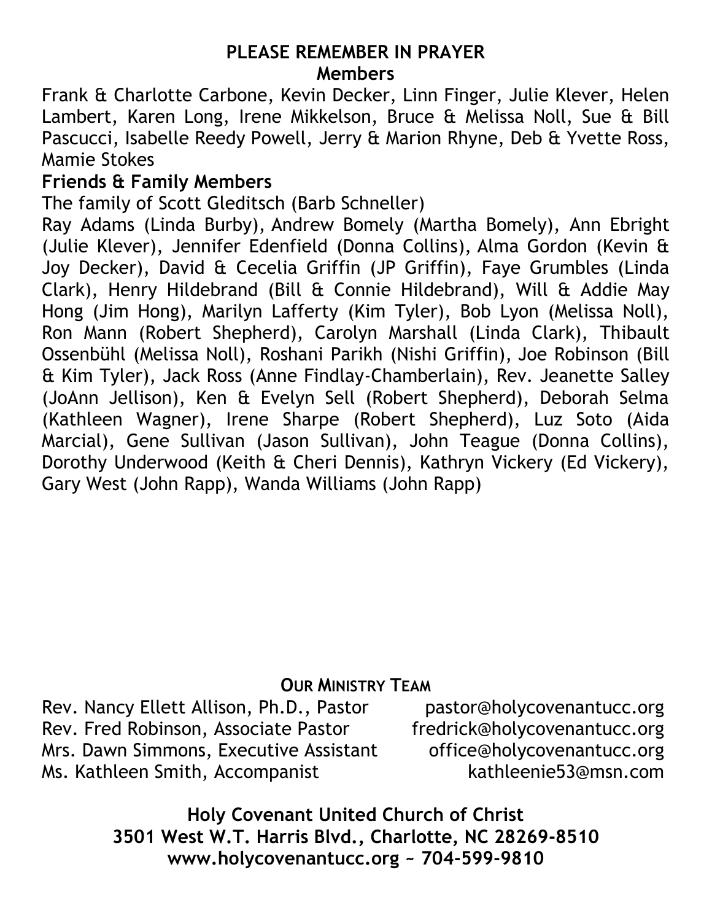## PLEASE REMEMBER IN PRAYER

### Members

Frank & Charlotte Carbone, Kevin Decker, Linn Finger, Julie Klever, Helen Lambert, Karen Long, Irene Mikkelson, Bruce & Melissa Noll, Sue & Bill Pascucci, Isabelle Reedy Powell, Jerry & Marion Rhyne, Deb & Yvette Ross, Mamie Stokes

### Friends & Family Members

The family of Scott Gleditsch (Barb Schneller)

Ray Adams (Linda Burby), Andrew Bomely (Martha Bomely), Ann Ebright (Julie Klever), Jennifer Edenfield (Donna Collins), Alma Gordon (Kevin & Joy Decker), David & Cecelia Griffin (JP Griffin), Faye Grumbles (Linda Clark), Henry Hildebrand (Bill & Connie Hildebrand), Will & Addie May Hong (Jim Hong), Marilyn Lafferty (Kim Tyler), Bob Lyon (Melissa Noll), Ron Mann (Robert Shepherd), Carolyn Marshall (Linda Clark), Thibault Ossenbühl (Melissa Noll), Roshani Parikh (Nishi Griffin), Joe Robinson (Bill & Kim Tyler), Jack Ross (Anne Findlay-Chamberlain), Rev. Jeanette Salley (JoAnn Jellison), Ken & Evelyn Sell (Robert Shepherd), Deborah Selma (Kathleen Wagner), Irene Sharpe (Robert Shepherd), Luz Soto (Aida Marcial), Gene Sullivan (Jason Sullivan), John Teague (Donna Collins), Dorothy Underwood (Keith & Cheri Dennis), Kathryn Vickery (Ed Vickery), Gary West (John Rapp), Wanda Williams (John Rapp)

### OUR MINISTRY TEAM

| | |
|---|---|
| Rev. Nancy Ellett Allison, Ph.D., Pastor | pastor@holycovenantucc.org |
| Rev. Fred Robinson, Associate Pastor | fredrick@holycovenantucc.org |
| Mrs. Dawn Simmons, Executive Assistant | office@holycovenantucc.org |
| Ms. Kathleen Smith, Accompanist | kathleenie53@msn.com |

**Holy Covenant United Church of Christ**
**3501 West W.T. Harris Blvd., Charlotte, NC 28269-8510**
**www.holycovenantucc.org ~ 704-599-9810**